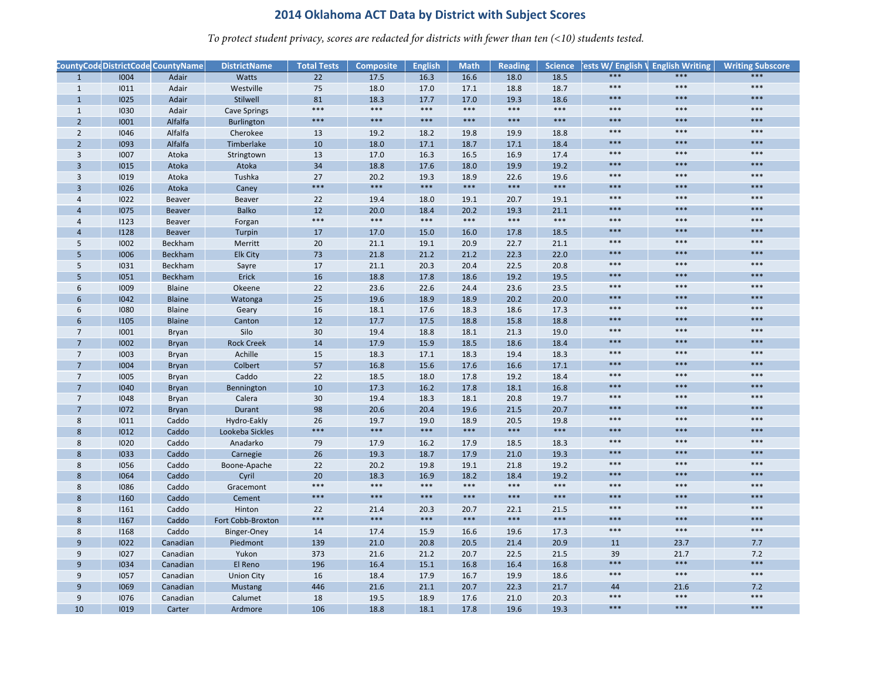# 2014 Oklahoma ACT Data by District with Subject Scores

*To protect student privacy, scores are redacted for districts with fewer than ten (<10) students tested.*

| CountyCode | DistrictCode | CountyName | DistrictName | Total Tests | Composite | English | Math | Reading | Science | Tests W/ English Writing | English Writing | Writing Subscore |
|---|---|---|---|---|---|---|---|---|---|---|---|---|
| 1 | I004 | Adair | Watts | 22 | 17.5 | 16.3 | 16.6 | 18.0 | 18.5 | *** | *** | *** |
| 1 | I011 | Adair | Westville | 75 | 18.0 | 17.0 | 17.1 | 18.8 | 18.7 | *** | *** | *** |
| 1 | I025 | Adair | Stilwell | 81 | 18.3 | 17.7 | 17.0 | 19.3 | 18.6 | *** | *** | *** |
| 1 | I030 | Adair | Cave Springs | *** | *** | *** | *** | *** | *** | *** | *** | *** |
| 2 | I001 | Alfalfa | Burlington | *** | *** | *** | *** | *** | *** | *** | *** | *** |
| 2 | I046 | Alfalfa | Cherokee | 13 | 19.2 | 18.2 | 19.8 | 19.9 | 18.8 | *** | *** | *** |
| 2 | I093 | Alfalfa | Timberlake | 10 | 18.0 | 17.1 | 18.7 | 17.1 | 18.4 | *** | *** | *** |
| 3 | I007 | Atoka | Stringtown | 13 | 17.0 | 16.3 | 16.5 | 16.9 | 17.4 | *** | *** | *** |
| 3 | I015 | Atoka | Atoka | 34 | 18.8 | 17.6 | 18.0 | 19.9 | 19.2 | *** | *** | *** |
| 3 | I019 | Atoka | Tushka | 27 | 20.2 | 19.3 | 18.9 | 22.6 | 19.6 | *** | *** | *** |
| 3 | I026 | Atoka | Caney | *** | *** | *** | *** | *** | *** | *** | *** | *** |
| 4 | I022 | Beaver | Beaver | 22 | 19.4 | 18.0 | 19.1 | 20.7 | 19.1 | *** | *** | *** |
| 4 | I075 | Beaver | Balko | 12 | 20.0 | 18.4 | 20.2 | 19.3 | 21.1 | *** | *** | *** |
| 4 | I123 | Beaver | Forgan | *** | *** | *** | *** | *** | *** | *** | *** | *** |
| 4 | I128 | Beaver | Turpin | 17 | 17.0 | 15.0 | 16.0 | 17.8 | 18.5 | *** | *** | *** |
| 5 | I002 | Beckham | Merritt | 20 | 21.1 | 19.1 | 20.9 | 22.7 | 21.1 | *** | *** | *** |
| 5 | I006 | Beckham | Elk City | 73 | 21.8 | 21.2 | 21.2 | 22.3 | 22.0 | *** | *** | *** |
| 5 | I031 | Beckham | Sayre | 17 | 21.1 | 20.3 | 20.4 | 22.5 | 20.8 | *** | *** | *** |
| 5 | I051 | Beckham | Erick | 16 | 18.8 | 17.8 | 18.6 | 19.2 | 19.5 | *** | *** | *** |
| 6 | I009 | Blaine | Okeene | 22 | 23.6 | 22.6 | 24.4 | 23.6 | 23.5 | *** | *** | *** |
| 6 | I042 | Blaine | Watonga | 25 | 19.6 | 18.9 | 18.9 | 20.2 | 20.0 | *** | *** | *** |
| 6 | I080 | Blaine | Geary | 16 | 18.1 | 17.6 | 18.3 | 18.6 | 17.3 | *** | *** | *** |
| 6 | I105 | Blaine | Canton | 12 | 17.7 | 17.5 | 18.8 | 15.8 | 18.8 | *** | *** | *** |
| 7 | I001 | Bryan | Silo | 30 | 19.4 | 18.8 | 18.1 | 21.3 | 19.0 | *** | *** | *** |
| 7 | I002 | Bryan | Rock Creek | 14 | 17.9 | 15.9 | 18.5 | 18.6 | 18.4 | *** | *** | *** |
| 7 | I003 | Bryan | Achille | 15 | 18.3 | 17.1 | 18.3 | 19.4 | 18.3 | *** | *** | *** |
| 7 | I004 | Bryan | Colbert | 57 | 16.8 | 15.6 | 17.6 | 16.6 | 17.1 | *** | *** | *** |
| 7 | I005 | Bryan | Caddo | 22 | 18.5 | 18.0 | 17.8 | 19.2 | 18.4 | *** | *** | *** |
| 7 | I040 | Bryan | Bennington | 10 | 17.3 | 16.2 | 17.8 | 18.1 | 16.8 | *** | *** | *** |
| 7 | I048 | Bryan | Calera | 30 | 19.4 | 18.3 | 18.1 | 20.8 | 19.7 | *** | *** | *** |
| 7 | I072 | Bryan | Durant | 98 | 20.6 | 20.4 | 19.6 | 21.5 | 20.7 | *** | *** | *** |
| 8 | I011 | Caddo | Hydro-Eakly | 26 | 19.7 | 19.0 | 18.9 | 20.5 | 19.8 | *** | *** | *** |
| 8 | I012 | Caddo | Lookeba Sickles | *** | *** | *** | *** | *** | *** | *** | *** | *** |
| 8 | I020 | Caddo | Anadarko | 79 | 17.9 | 16.2 | 17.9 | 18.5 | 18.3 | *** | *** | *** |
| 8 | I033 | Caddo | Carnegie | 26 | 19.3 | 18.7 | 17.9 | 21.0 | 19.3 | *** | *** | *** |
| 8 | I056 | Caddo | Boone-Apache | 22 | 20.2 | 19.8 | 19.1 | 21.8 | 19.2 | *** | *** | *** |
| 8 | I064 | Caddo | Cyril | 20 | 18.3 | 16.9 | 18.2 | 18.4 | 19.2 | *** | *** | *** |
| 8 | I086 | Caddo | Gracemont | *** | *** | *** | *** | *** | *** | *** | *** | *** |
| 8 | I160 | Caddo | Cement | *** | *** | *** | *** | *** | *** | *** | *** | *** |
| 8 | I161 | Caddo | Hinton | 22 | 21.4 | 20.3 | 20.7 | 22.1 | 21.5 | *** | *** | *** |
| 8 | I167 | Caddo | Fort Cobb-Broxton | *** | *** | *** | *** | *** | *** | *** | *** | *** |
| 8 | I168 | Caddo | Binger-Oney | 14 | 17.4 | 15.9 | 16.6 | 19.6 | 17.3 | *** | *** | *** |
| 9 | I022 | Canadian | Piedmont | 139 | 21.0 | 20.8 | 20.5 | 21.4 | 20.9 | 11 | 23.7 | 7.7 |
| 9 | I027 | Canadian | Yukon | 373 | 21.6 | 21.2 | 20.7 | 22.5 | 21.5 | 39 | 21.7 | 7.2 |
| 9 | I034 | Canadian | El Reno | 196 | 16.4 | 15.1 | 16.8 | 16.4 | 16.8 | *** | *** | *** |
| 9 | I057 | Canadian | Union City | 16 | 18.4 | 17.9 | 16.7 | 19.9 | 18.6 | *** | *** | *** |
| 9 | I069 | Canadian | Mustang | 446 | 21.6 | 21.1 | 20.7 | 22.3 | 21.7 | 44 | 21.6 | 7.2 |
| 9 | I076 | Canadian | Calumet | 18 | 19.5 | 18.9 | 17.6 | 21.0 | 20.3 | *** | *** | *** |
| 10 | I019 | Carter | Ardmore | 106 | 18.8 | 18.1 | 17.8 | 19.6 | 19.3 | *** | *** | *** |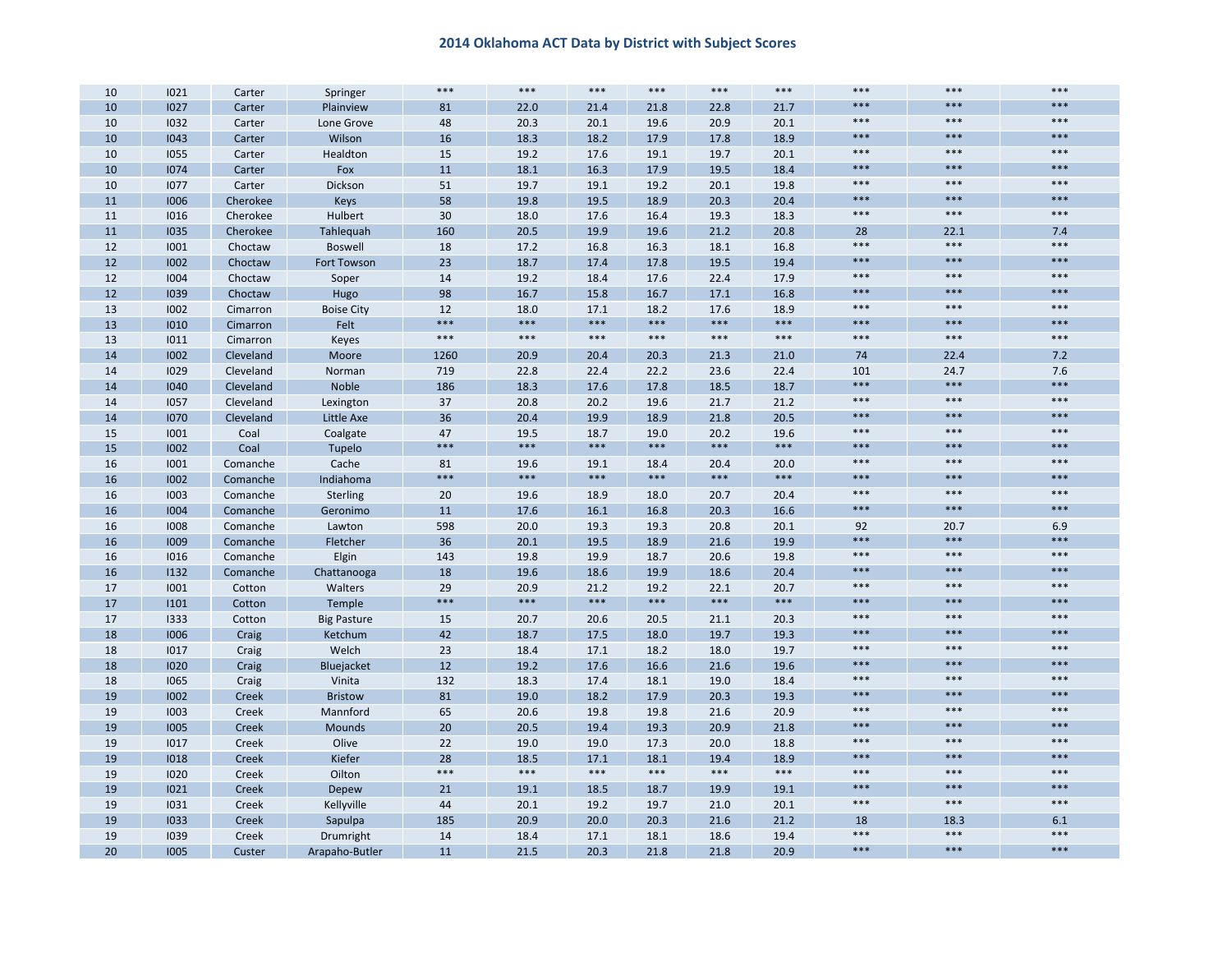## 2014 Oklahoma ACT Data by District with Subject Scores

| | | | | | | | | | | | | |
|---|---|---|---|---|---|---|---|---|---|---|---|---|
| 10 | I021 | Carter | Springer | *** | *** | *** | *** | *** | *** | *** | *** | *** |
| 10 | I027 | Carter | Plainview | 81 | 22.0 | 21.4 | 21.8 | 22.8 | 21.7 | *** | *** | *** |
| 10 | I032 | Carter | Lone Grove | 48 | 20.3 | 20.1 | 19.6 | 20.9 | 20.1 | *** | *** | *** |
| 10 | I043 | Carter | Wilson | 16 | 18.3 | 18.2 | 17.9 | 17.8 | 18.9 | *** | *** | *** |
| 10 | I055 | Carter | Healdton | 15 | 19.2 | 17.6 | 19.1 | 19.7 | 20.1 | *** | *** | *** |
| 10 | I074 | Carter | Fox | 11 | 18.1 | 16.3 | 17.9 | 19.5 | 18.4 | *** | *** | *** |
| 10 | I077 | Carter | Dickson | 51 | 19.7 | 19.1 | 19.2 | 20.1 | 19.8 | *** | *** | *** |
| 11 | I006 | Cherokee | Keys | 58 | 19.8 | 19.5 | 18.9 | 20.3 | 20.4 | *** | *** | *** |
| 11 | I016 | Cherokee | Hulbert | 30 | 18.0 | 17.6 | 16.4 | 19.3 | 18.3 | *** | *** | *** |
| 11 | I035 | Cherokee | Tahlequah | 160 | 20.5 | 19.9 | 19.6 | 21.2 | 20.8 | 28 | 22.1 | 7.4 |
| 12 | I001 | Choctaw | Boswell | 18 | 17.2 | 16.8 | 16.3 | 18.1 | 16.8 | *** | *** | *** |
| 12 | I002 | Choctaw | Fort Towson | 23 | 18.7 | 17.4 | 17.8 | 19.5 | 19.4 | *** | *** | *** |
| 12 | I004 | Choctaw | Soper | 14 | 19.2 | 18.4 | 17.6 | 22.4 | 17.9 | *** | *** | *** |
| 12 | I039 | Choctaw | Hugo | 98 | 16.7 | 15.8 | 16.7 | 17.1 | 16.8 | *** | *** | *** |
| 13 | I002 | Cimarron | Boise City | 12 | 18.0 | 17.1 | 18.2 | 17.6 | 18.9 | *** | *** | *** |
| 13 | I010 | Cimarron | Felt | *** | *** | *** | *** | *** | *** | *** | *** | *** |
| 13 | I011 | Cimarron | Keyes | *** | *** | *** | *** | *** | *** | *** | *** | *** |
| 14 | I002 | Cleveland | Moore | 1260 | 20.9 | 20.4 | 20.3 | 21.3 | 21.0 | 74 | 22.4 | 7.2 |
| 14 | I029 | Cleveland | Norman | 719 | 22.8 | 22.4 | 22.2 | 23.6 | 22.4 | 101 | 24.7 | 7.6 |
| 14 | I040 | Cleveland | Noble | 186 | 18.3 | 17.6 | 17.8 | 18.5 | 18.7 | *** | *** | *** |
| 14 | I057 | Cleveland | Lexington | 37 | 20.8 | 20.2 | 19.6 | 21.7 | 21.2 | *** | *** | *** |
| 14 | I070 | Cleveland | Little Axe | 36 | 20.4 | 19.9 | 18.9 | 21.8 | 20.5 | *** | *** | *** |
| 15 | I001 | Coal | Coalgate | 47 | 19.5 | 18.7 | 19.0 | 20.2 | 19.6 | *** | *** | *** |
| 15 | I002 | Coal | Tupelo | *** | *** | *** | *** | *** | *** | *** | *** | *** |
| 16 | I001 | Comanche | Cache | 81 | 19.6 | 19.1 | 18.4 | 20.4 | 20.0 | *** | *** | *** |
| 16 | I002 | Comanche | Indiahoma | *** | *** | *** | *** | *** | *** | *** | *** | *** |
| 16 | I003 | Comanche | Sterling | 20 | 19.6 | 18.9 | 18.0 | 20.7 | 20.4 | *** | *** | *** |
| 16 | I004 | Comanche | Geronimo | 11 | 17.6 | 16.1 | 16.8 | 20.3 | 16.6 | *** | *** | *** |
| 16 | I008 | Comanche | Lawton | 598 | 20.0 | 19.3 | 19.3 | 20.8 | 20.1 | 92 | 20.7 | 6.9 |
| 16 | I009 | Comanche | Fletcher | 36 | 20.1 | 19.5 | 18.9 | 21.6 | 19.9 | *** | *** | *** |
| 16 | I016 | Comanche | Elgin | 143 | 19.8 | 19.9 | 18.7 | 20.6 | 19.8 | *** | *** | *** |
| 16 | I132 | Comanche | Chattanooga | 18 | 19.6 | 18.6 | 19.9 | 18.6 | 20.4 | *** | *** | *** |
| 17 | I001 | Cotton | Walters | 29 | 20.9 | 21.2 | 19.2 | 22.1 | 20.7 | *** | *** | *** |
| 17 | I101 | Cotton | Temple | *** | *** | *** | *** | *** | *** | *** | *** | *** |
| 17 | I333 | Cotton | Big Pasture | 15 | 20.7 | 20.6 | 20.5 | 21.1 | 20.3 | *** | *** | *** |
| 18 | I006 | Craig | Ketchum | 42 | 18.7 | 17.5 | 18.0 | 19.7 | 19.3 | *** | *** | *** |
| 18 | I017 | Craig | Welch | 23 | 18.4 | 17.1 | 18.2 | 18.0 | 19.7 | *** | *** | *** |
| 18 | I020 | Craig | Bluejacket | 12 | 19.2 | 17.6 | 16.6 | 21.6 | 19.6 | *** | *** | *** |
| 18 | I065 | Craig | Vinita | 132 | 18.3 | 17.4 | 18.1 | 19.0 | 18.4 | *** | *** | *** |
| 19 | I002 | Creek | Bristow | 81 | 19.0 | 18.2 | 17.9 | 20.3 | 19.3 | *** | *** | *** |
| 19 | I003 | Creek | Mannford | 65 | 20.6 | 19.8 | 19.8 | 21.6 | 20.9 | *** | *** | *** |
| 19 | I005 | Creek | Mounds | 20 | 20.5 | 19.4 | 19.3 | 20.9 | 21.8 | *** | *** | *** |
| 19 | I017 | Creek | Olive | 22 | 19.0 | 19.0 | 17.3 | 20.0 | 18.8 | *** | *** | *** |
| 19 | I018 | Creek | Kiefer | 28 | 18.5 | 17.1 | 18.1 | 19.4 | 18.9 | *** | *** | *** |
| 19 | I020 | Creek | Oilton | *** | *** | *** | *** | *** | *** | *** | *** | *** |
| 19 | I021 | Creek | Depew | 21 | 19.1 | 18.5 | 18.7 | 19.9 | 19.1 | *** | *** | *** |
| 19 | I031 | Creek | Kellyville | 44 | 20.1 | 19.2 | 19.7 | 21.0 | 20.1 | *** | *** | *** |
| 19 | I033 | Creek | Sapulpa | 185 | 20.9 | 20.0 | 20.3 | 21.6 | 21.2 | 18 | 18.3 | 6.1 |
| 19 | I039 | Creek | Drumright | 14 | 18.4 | 17.1 | 18.1 | 18.6 | 19.4 | *** | *** | *** |
| 20 | I005 | Custer | Arapaho-Butler | 11 | 21.5 | 20.3 | 21.8 | 21.8 | 20.9 | *** | *** | *** |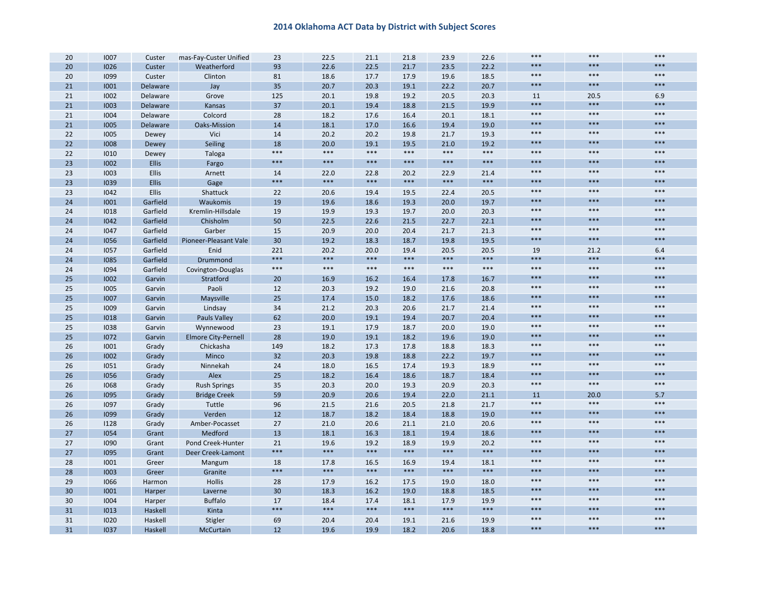## 2014 Oklahoma ACT Data by District with Subject Scores

| | | | | | | | | | | | | |
|---|---|---|---|---|---|---|---|---|---|---|---|---|
| 20 | I007 | Custer | mas-Fay-Custer Unified | 23 | 22.5 | 21.1 | 21.8 | 23.9 | 22.6 | *** | *** | *** |
| 20 | I026 | Custer | Weatherford | 93 | 22.6 | 22.5 | 21.7 | 23.5 | 22.2 | *** | *** | *** |
| 20 | I099 | Custer | Clinton | 81 | 18.6 | 17.7 | 17.9 | 19.6 | 18.5 | *** | *** | *** |
| 21 | I001 | Delaware | Jay | 35 | 20.7 | 20.3 | 19.1 | 22.2 | 20.7 | *** | *** | *** |
| 21 | I002 | Delaware | Grove | 125 | 20.1 | 19.8 | 19.2 | 20.5 | 20.3 | 11 | 20.5 | 6.9 |
| 21 | I003 | Delaware | Kansas | 37 | 20.1 | 19.4 | 18.8 | 21.5 | 19.9 | *** | *** | *** |
| 21 | I004 | Delaware | Colcord | 28 | 18.2 | 17.6 | 16.4 | 20.1 | 18.1 | *** | *** | *** |
| 21 | I005 | Delaware | Oaks-Mission | 14 | 18.1 | 17.0 | 16.6 | 19.4 | 19.0 | *** | *** | *** |
| 22 | I005 | Dewey | Vici | 14 | 20.2 | 20.2 | 19.8 | 21.7 | 19.3 | *** | *** | *** |
| 22 | I008 | Dewey | Seiling | 18 | 20.0 | 19.1 | 19.5 | 21.0 | 19.2 | *** | *** | *** |
| 22 | I010 | Dewey | Taloga | *** | *** | *** | *** | *** | *** | *** | *** | *** |
| 23 | I002 | Ellis | Fargo | *** | *** | *** | *** | *** | *** | *** | *** | *** |
| 23 | I003 | Ellis | Arnett | 14 | 22.0 | 22.8 | 20.2 | 22.9 | 21.4 | *** | *** | *** |
| 23 | I039 | Ellis | Gage | *** | *** | *** | *** | *** | *** | *** | *** | *** |
| 23 | I042 | Ellis | Shattuck | 22 | 20.6 | 19.4 | 19.5 | 22.4 | 20.5 | *** | *** | *** |
| 24 | I001 | Garfield | Waukomis | 19 | 19.6 | 18.6 | 19.3 | 20.0 | 19.7 | *** | *** | *** |
| 24 | I018 | Garfield | Kremlin-Hillsdale | 19 | 19.9 | 19.3 | 19.7 | 20.0 | 20.3 | *** | *** | *** |
| 24 | I042 | Garfield | Chisholm | 50 | 22.5 | 22.6 | 21.5 | 22.7 | 22.1 | *** | *** | *** |
| 24 | I047 | Garfield | Garber | 15 | 20.9 | 20.0 | 20.4 | 21.7 | 21.3 | *** | *** | *** |
| 24 | I056 | Garfield | Pioneer-Pleasant Vale | 30 | 19.2 | 18.3 | 18.7 | 19.8 | 19.5 | *** | *** | *** |
| 24 | I057 | Garfield | Enid | 221 | 20.2 | 20.0 | 19.4 | 20.5 | 20.5 | 19 | 21.2 | 6.4 |
| 24 | I085 | Garfield | Drummond | *** | *** | *** | *** | *** | *** | *** | *** | *** |
| 24 | I094 | Garfield | Covington-Douglas | *** | *** | *** | *** | *** | *** | *** | *** | *** |
| 25 | I002 | Garvin | Stratford | 20 | 16.9 | 16.2 | 16.4 | 17.8 | 16.7 | *** | *** | *** |
| 25 | I005 | Garvin | Paoli | 12 | 20.3 | 19.2 | 19.0 | 21.6 | 20.8 | *** | *** | *** |
| 25 | I007 | Garvin | Maysville | 25 | 17.4 | 15.0 | 18.2 | 17.6 | 18.6 | *** | *** | *** |
| 25 | I009 | Garvin | Lindsay | 34 | 21.2 | 20.3 | 20.6 | 21.7 | 21.4 | *** | *** | *** |
| 25 | I018 | Garvin | Pauls Valley | 62 | 20.0 | 19.1 | 19.4 | 20.7 | 20.4 | *** | *** | *** |
| 25 | I038 | Garvin | Wynnewood | 23 | 19.1 | 17.9 | 18.7 | 20.0 | 19.0 | *** | *** | *** |
| 25 | I072 | Garvin | Elmore City-Pernell | 28 | 19.0 | 19.1 | 18.2 | 19.6 | 19.0 | *** | *** | *** |
| 26 | I001 | Grady | Chickasha | 149 | 18.2 | 17.3 | 17.8 | 18.8 | 18.3 | *** | *** | *** |
| 26 | I002 | Grady | Minco | 32 | 20.3 | 19.8 | 18.8 | 22.2 | 19.7 | *** | *** | *** |
| 26 | I051 | Grady | Ninnekah | 24 | 18.0 | 16.5 | 17.4 | 19.3 | 18.9 | *** | *** | *** |
| 26 | I056 | Grady | Alex | 25 | 18.2 | 16.4 | 18.6 | 18.7 | 18.4 | *** | *** | *** |
| 26 | I068 | Grady | Rush Springs | 35 | 20.3 | 20.0 | 19.3 | 20.9 | 20.3 | *** | *** | *** |
| 26 | I095 | Grady | Bridge Creek | 59 | 20.9 | 20.6 | 19.4 | 22.0 | 21.1 | 11 | 20.0 | 5.7 |
| 26 | I097 | Grady | Tuttle | 96 | 21.5 | 21.6 | 20.5 | 21.8 | 21.7 | *** | *** | *** |
| 26 | I099 | Grady | Verden | 12 | 18.7 | 18.2 | 18.4 | 18.8 | 19.0 | *** | *** | *** |
| 26 | I128 | Grady | Amber-Pocasset | 27 | 21.0 | 20.6 | 21.1 | 21.0 | 20.6 | *** | *** | *** |
| 27 | I054 | Grant | Medford | 13 | 18.1 | 16.3 | 18.1 | 19.4 | 18.6 | *** | *** | *** |
| 27 | I090 | Grant | Pond Creek-Hunter | 21 | 19.6 | 19.2 | 18.9 | 19.9 | 20.2 | *** | *** | *** |
| 27 | I095 | Grant | Deer Creek-Lamont | *** | *** | *** | *** | *** | *** | *** | *** | *** |
| 28 | I001 | Greer | Mangum | 18 | 17.8 | 16.5 | 16.9 | 19.4 | 18.1 | *** | *** | *** |
| 28 | I003 | Greer | Granite | *** | *** | *** | *** | *** | *** | *** | *** | *** |
| 29 | I066 | Harmon | Hollis | 28 | 17.9 | 16.2 | 17.5 | 19.0 | 18.0 | *** | *** | *** |
| 30 | I001 | Harper | Laverne | 30 | 18.3 | 16.2 | 19.0 | 18.8 | 18.5 | *** | *** | *** |
| 30 | I004 | Harper | Buffalo | 17 | 18.4 | 17.4 | 18.1 | 17.9 | 19.9 | *** | *** | *** |
| 31 | I013 | Haskell | Kinta | *** | *** | *** | *** | *** | *** | *** | *** | *** |
| 31 | I020 | Haskell | Stigler | 69 | 20.4 | 20.4 | 19.1 | 21.6 | 19.9 | *** | *** | *** |
| 31 | I037 | Haskell | McCurtain | 12 | 19.6 | 19.9 | 18.2 | 20.6 | 18.8 | *** | *** | *** |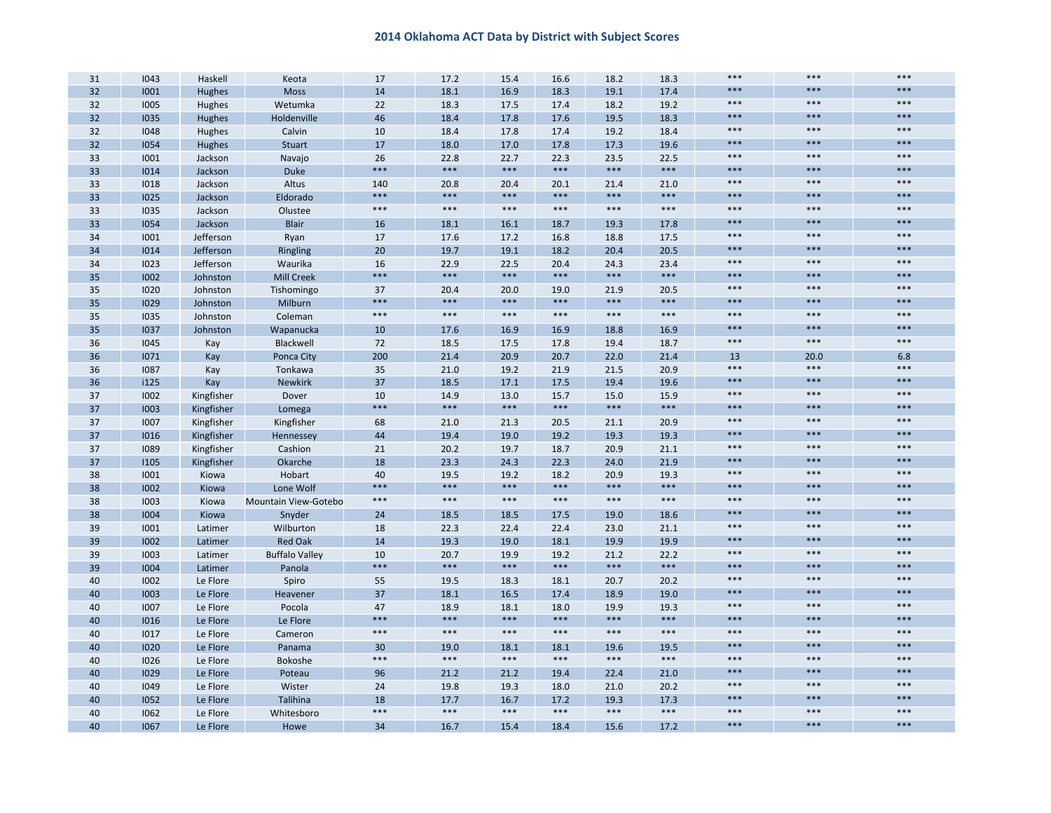# 2014 Oklahoma ACT Data by District with Subject Scores

| | | | | | | | | | | | | |
|---|---|---|---|---|---|---|---|---|---|---|---|---|
| 31 | I043 | Haskell | Keota | 17 | 17.2 | 15.4 | 16.6 | 18.2 | 18.3 | *** | *** | *** |
| 32 | I001 | Hughes | Moss | 14 | 18.1 | 16.9 | 18.3 | 19.1 | 17.4 | *** | *** | *** |
| 32 | I005 | Hughes | Wetumka | 22 | 18.3 | 17.5 | 17.4 | 18.2 | 19.2 | *** | *** | *** |
| 32 | I035 | Hughes | Holdenville | 46 | 18.4 | 17.8 | 17.6 | 19.5 | 18.3 | *** | *** | *** |
| 32 | I048 | Hughes | Calvin | 10 | 18.4 | 17.8 | 17.4 | 19.2 | 18.4 | *** | *** | *** |
| 32 | I054 | Hughes | Stuart | 17 | 18.0 | 17.0 | 17.8 | 17.3 | 19.6 | *** | *** | *** |
| 33 | I001 | Jackson | Navajo | 26 | 22.8 | 22.7 | 22.3 | 23.5 | 22.5 | *** | *** | *** |
| 33 | I014 | Jackson | Duke | *** | *** | *** | *** | *** | *** | *** | *** | *** |
| 33 | I018 | Jackson | Altus | 140 | 20.8 | 20.4 | 20.1 | 21.4 | 21.0 | *** | *** | *** |
| 33 | I025 | Jackson | Eldorado | *** | *** | *** | *** | *** | *** | *** | *** | *** |
| 33 | I035 | Jackson | Olustee | *** | *** | *** | *** | *** | *** | *** | *** | *** |
| 33 | I054 | Jackson | Blair | 16 | 18.1 | 16.1 | 18.7 | 19.3 | 17.8 | *** | *** | *** |
| 34 | I001 | Jefferson | Ryan | 17 | 17.6 | 17.2 | 16.8 | 18.8 | 17.5 | *** | *** | *** |
| 34 | I014 | Jefferson | Ringling | 20 | 19.7 | 19.1 | 18.2 | 20.4 | 20.5 | *** | *** | *** |
| 34 | I023 | Jefferson | Waurika | 16 | 22.9 | 22.5 | 20.4 | 24.3 | 23.4 | *** | *** | *** |
| 35 | I002 | Johnston | Mill Creek | *** | *** | *** | *** | *** | *** | *** | *** | *** |
| 35 | I020 | Johnston | Tishomingo | 37 | 20.4 | 20.0 | 19.0 | 21.9 | 20.5 | *** | *** | *** |
| 35 | I029 | Johnston | Milburn | *** | *** | *** | *** | *** | *** | *** | *** | *** |
| 35 | I035 | Johnston | Coleman | *** | *** | *** | *** | *** | *** | *** | *** | *** |
| 35 | I037 | Johnston | Wapanucka | 10 | 17.6 | 16.9 | 16.9 | 18.8 | 16.9 | *** | *** | *** |
| 36 | I045 | Kay | Blackwell | 72 | 18.5 | 17.5 | 17.8 | 19.4 | 18.7 | *** | *** | *** |
| 36 | I071 | Kay | Ponca City | 200 | 21.4 | 20.9 | 20.7 | 22.0 | 21.4 | 13 | 20.0 | 6.8 |
| 36 | I087 | Kay | Tonkawa | 35 | 21.0 | 19.2 | 21.9 | 21.5 | 20.9 | *** | *** | *** |
| 36 | i125 | Kay | Newkirk | 37 | 18.5 | 17.1 | 17.5 | 19.4 | 19.6 | *** | *** | *** |
| 37 | I002 | Kingfisher | Dover | 10 | 14.9 | 13.0 | 15.7 | 15.0 | 15.9 | *** | *** | *** |
| 37 | I003 | Kingfisher | Lomega | *** | *** | *** | *** | *** | *** | *** | *** | *** |
| 37 | I007 | Kingfisher | Kingfisher | 68 | 21.0 | 21.3 | 20.5 | 21.1 | 20.9 | *** | *** | *** |
| 37 | I016 | Kingfisher | Hennessey | 44 | 19.4 | 19.0 | 19.2 | 19.3 | 19.3 | *** | *** | *** |
| 37 | I089 | Kingfisher | Cashion | 21 | 20.2 | 19.7 | 18.7 | 20.9 | 21.1 | *** | *** | *** |
| 37 | I105 | Kingfisher | Okarche | 18 | 23.3 | 24.3 | 22.3 | 24.0 | 21.9 | *** | *** | *** |
| 38 | I001 | Kiowa | Hobart | 40 | 19.5 | 19.2 | 18.2 | 20.9 | 19.3 | *** | *** | *** |
| 38 | I002 | Kiowa | Lone Wolf | *** | *** | *** | *** | *** | *** | *** | *** | *** |
| 38 | I003 | Kiowa | Mountain View-Gotebo | *** | *** | *** | *** | *** | *** | *** | *** | *** |
| 38 | I004 | Kiowa | Snyder | 24 | 18.5 | 18.5 | 17.5 | 19.0 | 18.6 | *** | *** | *** |
| 39 | I001 | Latimer | Wilburton | 18 | 22.3 | 22.4 | 22.4 | 23.0 | 21.1 | *** | *** | *** |
| 39 | I002 | Latimer | Red Oak | 14 | 19.3 | 19.0 | 18.1 | 19.9 | 19.9 | *** | *** | *** |
| 39 | I003 | Latimer | Buffalo Valley | 10 | 20.7 | 19.9 | 19.2 | 21.2 | 22.2 | *** | *** | *** |
| 39 | I004 | Latimer | Panola | *** | *** | *** | *** | *** | *** | *** | *** | *** |
| 40 | I002 | Le Flore | Spiro | 55 | 19.5 | 18.3 | 18.1 | 20.7 | 20.2 | *** | *** | *** |
| 40 | I003 | Le Flore | Heavener | 37 | 18.1 | 16.5 | 17.4 | 18.9 | 19.0 | *** | *** | *** |
| 40 | I007 | Le Flore | Pocola | 47 | 18.9 | 18.1 | 18.0 | 19.9 | 19.3 | *** | *** | *** |
| 40 | I016 | Le Flore | Le Flore | *** | *** | *** | *** | *** | *** | *** | *** | *** |
| 40 | I017 | Le Flore | Cameron | *** | *** | *** | *** | *** | *** | *** | *** | *** |
| 40 | I020 | Le Flore | Panama | 30 | 19.0 | 18.1 | 18.1 | 19.6 | 19.5 | *** | *** | *** |
| 40 | I026 | Le Flore | Bokoshe | *** | *** | *** | *** | *** | *** | *** | *** | *** |
| 40 | I029 | Le Flore | Poteau | 96 | 21.2 | 21.2 | 19.4 | 22.4 | 21.0 | *** | *** | *** |
| 40 | I049 | Le Flore | Wister | 24 | 19.8 | 19.3 | 18.0 | 21.0 | 20.2 | *** | *** | *** |
| 40 | I052 | Le Flore | Talihina | 18 | 17.7 | 16.7 | 17.2 | 19.3 | 17.3 | *** | *** | *** |
| 40 | I062 | Le Flore | Whitesboro | *** | *** | *** | *** | *** | *** | *** | *** | *** |
| 40 | I067 | Le Flore | Howe | 34 | 16.7 | 15.4 | 18.4 | 15.6 | 17.2 | *** | *** | *** |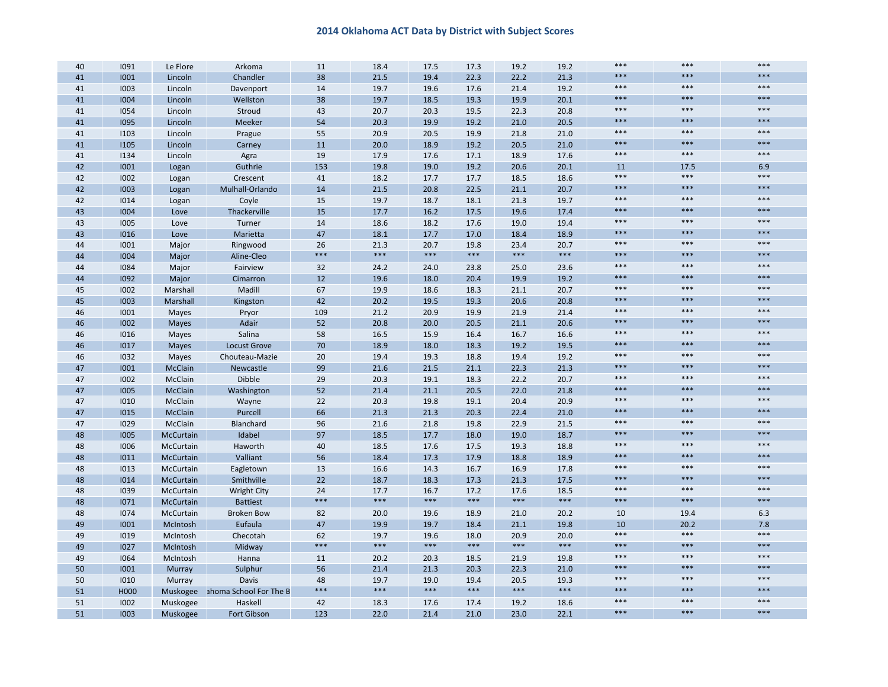# 2014 Oklahoma ACT Data by District with Subject Scores

| | | | | | | | | | | | | |
|---|---|---|---|---|---|---|---|---|---|---|---|---|
| 40 | I091 | Le Flore | Arkoma | 11 | 18.4 | 17.5 | 17.3 | 19.2 | 19.2 | *** | *** | *** |
| 41 | I001 | Lincoln | Chandler | 38 | 21.5 | 19.4 | 22.3 | 22.2 | 21.3 | *** | *** | *** |
| 41 | I003 | Lincoln | Davenport | 14 | 19.7 | 19.6 | 17.6 | 21.4 | 19.2 | *** | *** | *** |
| 41 | I004 | Lincoln | Wellston | 38 | 19.7 | 18.5 | 19.3 | 19.9 | 20.1 | *** | *** | *** |
| 41 | I054 | Lincoln | Stroud | 43 | 20.7 | 20.3 | 19.5 | 22.3 | 20.8 | *** | *** | *** |
| 41 | I095 | Lincoln | Meeker | 54 | 20.3 | 19.9 | 19.2 | 21.0 | 20.5 | *** | *** | *** |
| 41 | I103 | Lincoln | Prague | 55 | 20.9 | 20.5 | 19.9 | 21.8 | 21.0 | *** | *** | *** |
| 41 | I105 | Lincoln | Carney | 11 | 20.0 | 18.9 | 19.2 | 20.5 | 21.0 | *** | *** | *** |
| 41 | I134 | Lincoln | Agra | 19 | 17.9 | 17.6 | 17.1 | 18.9 | 17.6 | *** | *** | *** |
| 42 | I001 | Logan | Guthrie | 153 | 19.8 | 19.0 | 19.2 | 20.6 | 20.1 | 11 | 17.5 | 6.9 |
| 42 | I002 | Logan | Crescent | 41 | 18.2 | 17.7 | 17.7 | 18.5 | 18.6 | *** | *** | *** |
| 42 | I003 | Logan | Mulhall-Orlando | 14 | 21.5 | 20.8 | 22.5 | 21.1 | 20.7 | *** | *** | *** |
| 42 | I014 | Logan | Coyle | 15 | 19.7 | 18.7 | 18.1 | 21.3 | 19.7 | *** | *** | *** |
| 43 | I004 | Love | Thackerville | 15 | 17.7 | 16.2 | 17.5 | 19.6 | 17.4 | *** | *** | *** |
| 43 | I005 | Love | Turner | 14 | 18.6 | 18.2 | 17.6 | 19.0 | 19.4 | *** | *** | *** |
| 43 | I016 | Love | Marietta | 47 | 18.1 | 17.7 | 17.0 | 18.4 | 18.9 | *** | *** | *** |
| 44 | I001 | Major | Ringwood | 26 | 21.3 | 20.7 | 19.8 | 23.4 | 20.7 | *** | *** | *** |
| 44 | I004 | Major | Aline-Cleo | *** | *** | *** | *** | *** | *** | *** | *** | *** |
| 44 | I084 | Major | Fairview | 32 | 24.2 | 24.0 | 23.8 | 25.0 | 23.6 | *** | *** | *** |
| 44 | I092 | Major | Cimarron | 12 | 19.6 | 18.0 | 20.4 | 19.9 | 19.2 | *** | *** | *** |
| 45 | I002 | Marshall | Madill | 67 | 19.9 | 18.6 | 18.3 | 21.1 | 20.7 | *** | *** | *** |
| 45 | I003 | Marshall | Kingston | 42 | 20.2 | 19.5 | 19.3 | 20.6 | 20.8 | *** | *** | *** |
| 46 | I001 | Mayes | Pryor | 109 | 21.2 | 20.9 | 19.9 | 21.9 | 21.4 | *** | *** | *** |
| 46 | I002 | Mayes | Adair | 52 | 20.8 | 20.0 | 20.5 | 21.1 | 20.6 | *** | *** | *** |
| 46 | I016 | Mayes | Salina | 58 | 16.5 | 15.9 | 16.4 | 16.7 | 16.6 | *** | *** | *** |
| 46 | I017 | Mayes | Locust Grove | 70 | 18.9 | 18.0 | 18.3 | 19.2 | 19.5 | *** | *** | *** |
| 46 | I032 | Mayes | Chouteau-Mazie | 20 | 19.4 | 19.3 | 18.8 | 19.4 | 19.2 | *** | *** | *** |
| 47 | I001 | McClain | Newcastle | 99 | 21.6 | 21.5 | 21.1 | 22.3 | 21.3 | *** | *** | *** |
| 47 | I002 | McClain | Dibble | 29 | 20.3 | 19.1 | 18.3 | 22.2 | 20.7 | *** | *** | *** |
| 47 | I005 | McClain | Washington | 52 | 21.4 | 21.1 | 20.5 | 22.0 | 21.8 | *** | *** | *** |
| 47 | I010 | McClain | Wayne | 22 | 20.3 | 19.8 | 19.1 | 20.4 | 20.9 | *** | *** | *** |
| 47 | I015 | McClain | Purcell | 66 | 21.3 | 21.3 | 20.3 | 22.4 | 21.0 | *** | *** | *** |
| 47 | I029 | McClain | Blanchard | 96 | 21.6 | 21.8 | 19.8 | 22.9 | 21.5 | *** | *** | *** |
| 48 | I005 | McCurtain | Idabel | 97 | 18.5 | 17.7 | 18.0 | 19.0 | 18.7 | *** | *** | *** |
| 48 | I006 | McCurtain | Haworth | 40 | 18.5 | 17.6 | 17.5 | 19.3 | 18.8 | *** | *** | *** |
| 48 | I011 | McCurtain | Valliant | 56 | 18.4 | 17.3 | 17.9 | 18.8 | 18.9 | *** | *** | *** |
| 48 | I013 | McCurtain | Eagletown | 13 | 16.6 | 14.3 | 16.7 | 16.9 | 17.8 | *** | *** | *** |
| 48 | I014 | McCurtain | Smithville | 22 | 18.7 | 18.3 | 17.3 | 21.3 | 17.5 | *** | *** | *** |
| 48 | I039 | McCurtain | Wright City | 24 | 17.7 | 16.7 | 17.2 | 17.6 | 18.5 | *** | *** | *** |
| 48 | I071 | McCurtain | Battiest | *** | *** | *** | *** | *** | *** | *** | *** | *** |
| 48 | I074 | McCurtain | Broken Bow | 82 | 20.0 | 19.6 | 18.9 | 21.0 | 20.2 | 10 | 19.4 | 6.3 |
| 49 | I001 | McIntosh | Eufaula | 47 | 19.9 | 19.7 | 18.4 | 21.1 | 19.8 | 10 | 20.2 | 7.8 |
| 49 | I019 | McIntosh | Checotah | 62 | 19.7 | 19.6 | 18.0 | 20.9 | 20.0 | *** | *** | *** |
| 49 | I027 | McIntosh | Midway | *** | *** | *** | *** | *** | *** | *** | *** | *** |
| 49 | I064 | McIntosh | Hanna | 11 | 20.2 | 20.3 | 18.5 | 21.9 | 19.8 | *** | *** | *** |
| 50 | I001 | Murray | Sulphur | 56 | 21.4 | 21.3 | 20.3 | 22.3 | 21.0 | *** | *** | *** |
| 50 | I010 | Murray | Davis | 48 | 19.7 | 19.0 | 19.4 | 20.5 | 19.3 | *** | *** | *** |
| 51 | H000 | Muskogee | ahoma School For The B | *** | *** | *** | *** | *** | *** | *** | *** | *** |
| 51 | I002 | Muskogee | Haskell | 42 | 18.3 | 17.6 | 17.4 | 19.2 | 18.6 | *** | *** | *** |
| 51 | I003 | Muskogee | Fort Gibson | 123 | 22.0 | 21.4 | 21.0 | 23.0 | 22.1 | *** | *** | *** |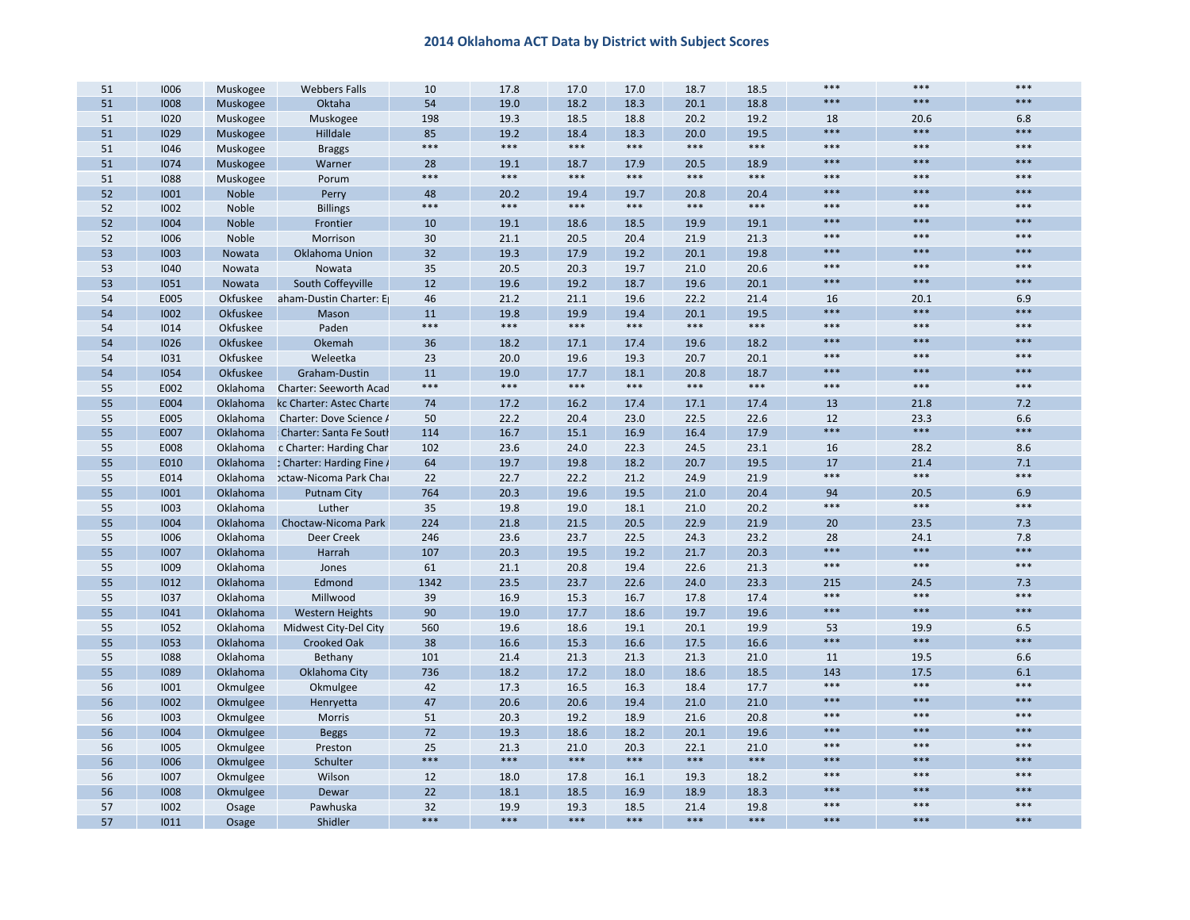# 2014 Oklahoma ACT Data by District with Subject Scores

| | | | | | | | | | | | | |
|---|---|---|---|---|---|---|---|---|---|---|---|---|
| 51 | I006 | Muskogee | Webbers Falls | 10 | 17.8 | 17.0 | 17.0 | 18.7 | 18.5 | *** | *** | *** |
| 51 | I008 | Muskogee | Oktaha | 54 | 19.0 | 18.2 | 18.3 | 20.1 | 18.8 | *** | *** | *** |
| 51 | I020 | Muskogee | Muskogee | 198 | 19.3 | 18.5 | 18.8 | 20.2 | 19.2 | 18 | 20.6 | 6.8 |
| 51 | I029 | Muskogee | Hilldale | 85 | 19.2 | 18.4 | 18.3 | 20.0 | 19.5 | *** | *** | *** |
| 51 | I046 | Muskogee | Braggs | *** | *** | *** | *** | *** | *** | *** | *** | *** |
| 51 | I074 | Muskogee | Warner | 28 | 19.1 | 18.7 | 17.9 | 20.5 | 18.9 | *** | *** | *** |
| 51 | I088 | Muskogee | Porum | *** | *** | *** | *** | *** | *** | *** | *** | *** |
| 52 | I001 | Noble | Perry | 48 | 20.2 | 19.4 | 19.7 | 20.8 | 20.4 | *** | *** | *** |
| 52 | I002 | Noble | Billings | *** | *** | *** | *** | *** | *** | *** | *** | *** |
| 52 | I004 | Noble | Frontier | 10 | 19.1 | 18.6 | 18.5 | 19.9 | 19.1 | *** | *** | *** |
| 52 | I006 | Noble | Morrison | 30 | 21.1 | 20.5 | 20.4 | 21.9 | 21.3 | *** | *** | *** |
| 53 | I003 | Nowata | Oklahoma Union | 32 | 19.3 | 17.9 | 19.2 | 20.1 | 19.8 | *** | *** | *** |
| 53 | I040 | Nowata | Nowata | 35 | 20.5 | 20.3 | 19.7 | 21.0 | 20.6 | *** | *** | *** |
| 53 | I051 | Nowata | South Coffeyville | 12 | 19.6 | 19.2 | 18.7 | 19.6 | 20.1 | *** | *** | *** |
| 54 | E005 | Okfuskee | aham-Dustin Charter: E | 46 | 21.2 | 21.1 | 19.6 | 22.2 | 21.4 | 16 | 20.1 | 6.9 |
| 54 | I002 | Okfuskee | Mason | 11 | 19.8 | 19.9 | 19.4 | 20.1 | 19.5 | *** | *** | *** |
| 54 | I014 | Okfuskee | Paden | *** | *** | *** | *** | *** | *** | *** | *** | *** |
| 54 | I026 | Okfuskee | Okemah | 36 | 18.2 | 17.1 | 17.4 | 19.6 | 18.2 | *** | *** | *** |
| 54 | I031 | Okfuskee | Weleetka | 23 | 20.0 | 19.6 | 19.3 | 20.7 | 20.1 | *** | *** | *** |
| 54 | I054 | Okfuskee | Graham-Dustin | 11 | 19.0 | 17.7 | 18.1 | 20.8 | 18.7 | *** | *** | *** |
| 55 | E002 | Oklahoma | Charter: Seeworth Acad | *** | *** | *** | *** | *** | *** | *** | *** | *** |
| 55 | E004 | Oklahoma | kc Charter: Astec Charte | 74 | 17.2 | 16.2 | 17.4 | 17.1 | 17.4 | 13 | 21.8 | 7.2 |
| 55 | E005 | Oklahoma | Charter: Dove Science A | 50 | 22.2 | 20.4 | 23.0 | 22.5 | 22.6 | 12 | 23.3 | 6.6 |
| 55 | E007 | Oklahoma | Charter: Santa Fe South | 114 | 16.7 | 15.1 | 16.9 | 16.4 | 17.9 | *** | *** | *** |
| 55 | E008 | Oklahoma | c Charter: Harding Char | 102 | 23.6 | 24.0 | 22.3 | 24.5 | 23.1 | 16 | 28.2 | 8.6 |
| 55 | E010 | Oklahoma | : Charter: Harding Fine A | 64 | 19.7 | 19.8 | 18.2 | 20.7 | 19.5 | 17 | 21.4 | 7.1 |
| 55 | E014 | Oklahoma | octaw-Nicoma Park Char | 22 | 22.7 | 22.2 | 21.2 | 24.9 | 21.9 | *** | *** | *** |
| 55 | I001 | Oklahoma | Putnam City | 764 | 20.3 | 19.6 | 19.5 | 21.0 | 20.4 | 94 | 20.5 | 6.9 |
| 55 | I003 | Oklahoma | Luther | 35 | 19.8 | 19.0 | 18.1 | 21.0 | 20.2 | *** | *** | *** |
| 55 | I004 | Oklahoma | Choctaw-Nicoma Park | 224 | 21.8 | 21.5 | 20.5 | 22.9 | 21.9 | 20 | 23.5 | 7.3 |
| 55 | I006 | Oklahoma | Deer Creek | 246 | 23.6 | 23.7 | 22.5 | 24.3 | 23.2 | 28 | 24.1 | 7.8 |
| 55 | I007 | Oklahoma | Harrah | 107 | 20.3 | 19.5 | 19.2 | 21.7 | 20.3 | *** | *** | *** |
| 55 | I009 | Oklahoma | Jones | 61 | 21.1 | 20.8 | 19.4 | 22.6 | 21.3 | *** | *** | *** |
| 55 | I012 | Oklahoma | Edmond | 1342 | 23.5 | 23.7 | 22.6 | 24.0 | 23.3 | 215 | 24.5 | 7.3 |
| 55 | I037 | Oklahoma | Millwood | 39 | 16.9 | 15.3 | 16.7 | 17.8 | 17.4 | *** | *** | *** |
| 55 | I041 | Oklahoma | Western Heights | 90 | 19.0 | 17.7 | 18.6 | 19.7 | 19.6 | *** | *** | *** |
| 55 | I052 | Oklahoma | Midwest City-Del City | 560 | 19.6 | 18.6 | 19.1 | 20.1 | 19.9 | 53 | 19.9 | 6.5 |
| 55 | I053 | Oklahoma | Crooked Oak | 38 | 16.6 | 15.3 | 16.6 | 17.5 | 16.6 | *** | *** | *** |
| 55 | I088 | Oklahoma | Bethany | 101 | 21.4 | 21.3 | 21.3 | 21.3 | 21.0 | 11 | 19.5 | 6.6 |
| 55 | I089 | Oklahoma | Oklahoma City | 736 | 18.2 | 17.2 | 18.0 | 18.6 | 18.5 | 143 | 17.5 | 6.1 |
| 56 | I001 | Okmulgee | Okmulgee | 42 | 17.3 | 16.5 | 16.3 | 18.4 | 17.7 | *** | *** | *** |
| 56 | I002 | Okmulgee | Henryetta | 47 | 20.6 | 20.6 | 19.4 | 21.0 | 21.0 | *** | *** | *** |
| 56 | I003 | Okmulgee | Morris | 51 | 20.3 | 19.2 | 18.9 | 21.6 | 20.8 | *** | *** | *** |
| 56 | I004 | Okmulgee | Beggs | 72 | 19.3 | 18.6 | 18.2 | 20.1 | 19.6 | *** | *** | *** |
| 56 | I005 | Okmulgee | Preston | 25 | 21.3 | 21.0 | 20.3 | 22.1 | 21.0 | *** | *** | *** |
| 56 | I006 | Okmulgee | Schulter | *** | *** | *** | *** | *** | *** | *** | *** | *** |
| 56 | I007 | Okmulgee | Wilson | 12 | 18.0 | 17.8 | 16.1 | 19.3 | 18.2 | *** | *** | *** |
| 56 | I008 | Okmulgee | Dewar | 22 | 18.1 | 18.5 | 16.9 | 18.9 | 18.3 | *** | *** | *** |
| 57 | I002 | Osage | Pawhuska | 32 | 19.9 | 19.3 | 18.5 | 21.4 | 19.8 | *** | *** | *** |
| 57 | I011 | Osage | Shidler | *** | *** | *** | *** | *** | *** | *** | *** | *** |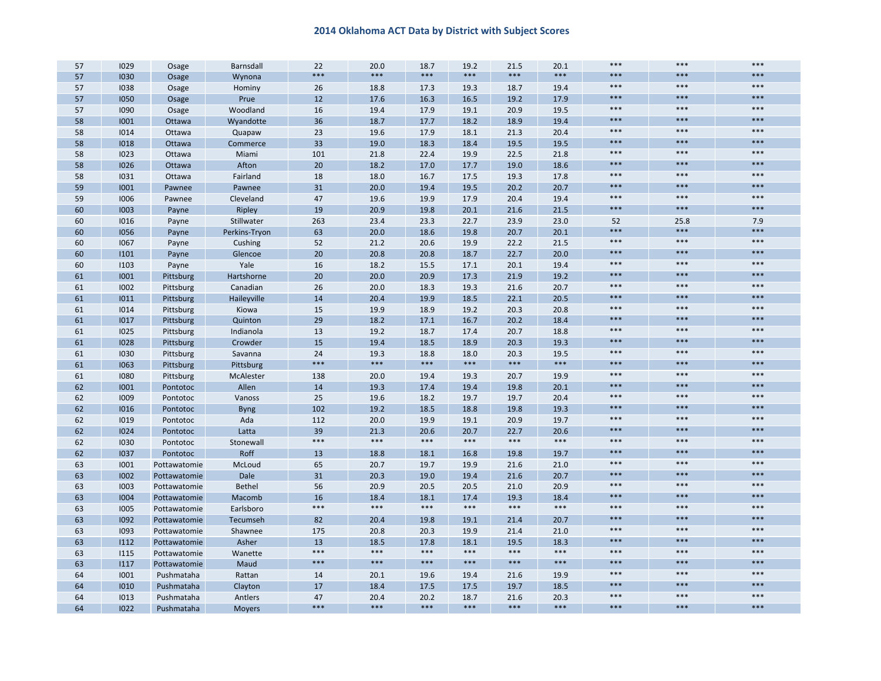# 2014 Oklahoma ACT Data by District with Subject Scores

| | | | | | | | | | | | | |
|---|---|---|---|---|---|---|---|---|---|---|---|---|
| 57 | I029 | Osage | Barnsdall | 22 | 20.0 | 18.7 | 19.2 | 21.5 | 20.1 | *** | *** | *** |
| 57 | I030 | Osage | Wynona | *** | *** | *** | *** | *** | *** | *** | *** | *** |
| 57 | I038 | Osage | Hominy | 26 | 18.8 | 17.3 | 19.3 | 18.7 | 19.4 | *** | *** | *** |
| 57 | I050 | Osage | Prue | 12 | 17.6 | 16.3 | 16.5 | 19.2 | 17.9 | *** | *** | *** |
| 57 | I090 | Osage | Woodland | 16 | 19.4 | 17.9 | 19.1 | 20.9 | 19.5 | *** | *** | *** |
| 58 | I001 | Ottawa | Wyandotte | 36 | 18.7 | 17.7 | 18.2 | 18.9 | 19.4 | *** | *** | *** |
| 58 | I014 | Ottawa | Quapaw | 23 | 19.6 | 17.9 | 18.1 | 21.3 | 20.4 | *** | *** | *** |
| 58 | I018 | Ottawa | Commerce | 33 | 19.0 | 18.3 | 18.4 | 19.5 | 19.5 | *** | *** | *** |
| 58 | I023 | Ottawa | Miami | 101 | 21.8 | 22.4 | 19.9 | 22.5 | 21.8 | *** | *** | *** |
| 58 | I026 | Ottawa | Afton | 20 | 18.2 | 17.0 | 17.7 | 19.0 | 18.6 | *** | *** | *** |
| 58 | I031 | Ottawa | Fairland | 18 | 18.0 | 16.7 | 17.5 | 19.3 | 17.8 | *** | *** | *** |
| 59 | I001 | Pawnee | Pawnee | 31 | 20.0 | 19.4 | 19.5 | 20.2 | 20.7 | *** | *** | *** |
| 59 | I006 | Pawnee | Cleveland | 47 | 19.6 | 19.9 | 17.9 | 20.4 | 19.4 | *** | *** | *** |
| 60 | I003 | Payne | Ripley | 19 | 20.9 | 19.8 | 20.1 | 21.6 | 21.5 | *** | *** | *** |
| 60 | I016 | Payne | Stillwater | 263 | 23.4 | 23.3 | 22.7 | 23.9 | 23.0 | 52 | 25.8 | 7.9 |
| 60 | I056 | Payne | Perkins-Tryon | 63 | 20.0 | 18.6 | 19.8 | 20.7 | 20.1 | *** | *** | *** |
| 60 | I067 | Payne | Cushing | 52 | 21.2 | 20.6 | 19.9 | 22.2 | 21.5 | *** | *** | *** |
| 60 | I101 | Payne | Glencoe | 20 | 20.8 | 20.8 | 18.7 | 22.7 | 20.0 | *** | *** | *** |
| 60 | I103 | Payne | Yale | 16 | 18.2 | 15.5 | 17.1 | 20.1 | 19.4 | *** | *** | *** |
| 61 | I001 | Pittsburg | Hartshorne | 20 | 20.0 | 20.9 | 17.3 | 21.9 | 19.2 | *** | *** | *** |
| 61 | I002 | Pittsburg | Canadian | 26 | 20.0 | 18.3 | 19.3 | 21.6 | 20.7 | *** | *** | *** |
| 61 | I011 | Pittsburg | Haileyville | 14 | 20.4 | 19.9 | 18.5 | 22.1 | 20.5 | *** | *** | *** |
| 61 | I014 | Pittsburg | Kiowa | 15 | 19.9 | 18.9 | 19.2 | 20.3 | 20.8 | *** | *** | *** |
| 61 | I017 | Pittsburg | Quinton | 29 | 18.2 | 17.1 | 16.7 | 20.2 | 18.4 | *** | *** | *** |
| 61 | I025 | Pittsburg | Indianola | 13 | 19.2 | 18.7 | 17.4 | 20.7 | 18.8 | *** | *** | *** |
| 61 | I028 | Pittsburg | Crowder | 15 | 19.4 | 18.5 | 18.9 | 20.3 | 19.3 | *** | *** | *** |
| 61 | I030 | Pittsburg | Savanna | 24 | 19.3 | 18.8 | 18.0 | 20.3 | 19.5 | *** | *** | *** |
| 61 | I063 | Pittsburg | Pittsburg | *** | *** | *** | *** | *** | *** | *** | *** | *** |
| 61 | I080 | Pittsburg | McAlester | 138 | 20.0 | 19.4 | 19.3 | 20.7 | 19.9 | *** | *** | *** |
| 62 | I001 | Pontotoc | Allen | 14 | 19.3 | 17.4 | 19.4 | 19.8 | 20.1 | *** | *** | *** |
| 62 | I009 | Pontotoc | Vanoss | 25 | 19.6 | 18.2 | 19.7 | 19.7 | 20.4 | *** | *** | *** |
| 62 | I016 | Pontotoc | Byng | 102 | 19.2 | 18.5 | 18.8 | 19.8 | 19.3 | *** | *** | *** |
| 62 | I019 | Pontotoc | Ada | 112 | 20.0 | 19.9 | 19.1 | 20.9 | 19.7 | *** | *** | *** |
| 62 | I024 | Pontotoc | Latta | 39 | 21.3 | 20.6 | 20.7 | 22.7 | 20.6 | *** | *** | *** |
| 62 | I030 | Pontotoc | Stonewall | *** | *** | *** | *** | *** | *** | *** | *** | *** |
| 62 | I037 | Pontotoc | Roff | 13 | 18.8 | 18.1 | 16.8 | 19.8 | 19.7 | *** | *** | *** |
| 63 | I001 | Pottawatomie | McLoud | 65 | 20.7 | 19.7 | 19.9 | 21.6 | 21.0 | *** | *** | *** |
| 63 | I002 | Pottawatomie | Dale | 31 | 20.3 | 19.0 | 19.4 | 21.6 | 20.7 | *** | *** | *** |
| 63 | I003 | Pottawatomie | Bethel | 56 | 20.9 | 20.5 | 20.5 | 21.0 | 20.9 | *** | *** | *** |
| 63 | I004 | Pottawatomie | Macomb | 16 | 18.4 | 18.1 | 17.4 | 19.3 | 18.4 | *** | *** | *** |
| 63 | I005 | Pottawatomie | Earlsboro | *** | *** | *** | *** | *** | *** | *** | *** | *** |
| 63 | I092 | Pottawatomie | Tecumseh | 82 | 20.4 | 19.8 | 19.1 | 21.4 | 20.7 | *** | *** | *** |
| 63 | I093 | Pottawatomie | Shawnee | 175 | 20.8 | 20.3 | 19.9 | 21.4 | 21.0 | *** | *** | *** |
| 63 | I112 | Pottawatomie | Asher | 13 | 18.5 | 17.8 | 18.1 | 19.5 | 18.3 | *** | *** | *** |
| 63 | I115 | Pottawatomie | Wanette | *** | *** | *** | *** | *** | *** | *** | *** | *** |
| 63 | I117 | Pottawatomie | Maud | *** | *** | *** | *** | *** | *** | *** | *** | *** |
| 64 | I001 | Pushmataha | Rattan | 14 | 20.1 | 19.6 | 19.4 | 21.6 | 19.9 | *** | *** | *** |
| 64 | I010 | Pushmataha | Clayton | 17 | 18.4 | 17.5 | 17.5 | 19.7 | 18.5 | *** | *** | *** |
| 64 | I013 | Pushmataha | Antlers | 47 | 20.4 | 20.2 | 18.7 | 21.6 | 20.3 | *** | *** | *** |
| 64 | I022 | Pushmataha | Moyers | *** | *** | *** | *** | *** | *** | *** | *** | *** |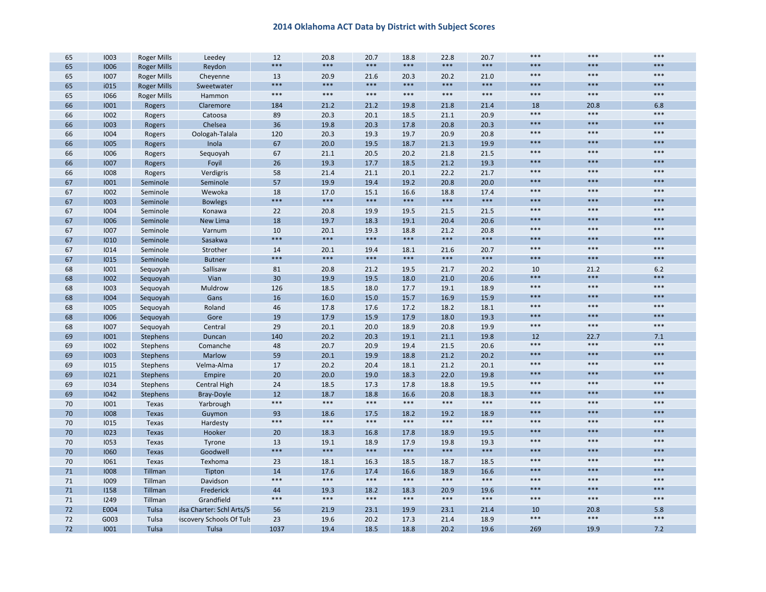# 2014 Oklahoma ACT Data by District with Subject Scores

| | | | | | | | | | | | | |
|---|---|---|---|---|---|---|---|---|---|---|---|---|
| 65 | I003 | Roger Mills | Leedey | 12 | 20.8 | 20.7 | 18.8 | 22.8 | 20.7 | *** | *** | *** |
| 65 | I006 | Roger Mills | Reydon | *** | *** | *** | *** | *** | *** | *** | *** | *** |
| 65 | I007 | Roger Mills | Cheyenne | 13 | 20.9 | 21.6 | 20.3 | 20.2 | 21.0 | *** | *** | *** |
| 65 | i015 | Roger Mills | Sweetwater | *** | *** | *** | *** | *** | *** | *** | *** | *** |
| 65 | I066 | Roger Mills | Hammon | *** | *** | *** | *** | *** | *** | *** | *** | *** |
| 66 | I001 | Rogers | Claremore | 184 | 21.2 | 21.2 | 19.8 | 21.8 | 21.4 | 18 | 20.8 | 6.8 |
| 66 | I002 | Rogers | Catoosa | 89 | 20.3 | 20.1 | 18.5 | 21.1 | 20.9 | *** | *** | *** |
| 66 | I003 | Rogers | Chelsea | 36 | 19.8 | 20.3 | 17.8 | 20.8 | 20.3 | *** | *** | *** |
| 66 | I004 | Rogers | Oologah-Talala | 120 | 20.3 | 19.3 | 19.7 | 20.9 | 20.8 | *** | *** | *** |
| 66 | I005 | Rogers | Inola | 67 | 20.0 | 19.5 | 18.7 | 21.3 | 19.9 | *** | *** | *** |
| 66 | I006 | Rogers | Sequoyah | 67 | 21.1 | 20.5 | 20.2 | 21.8 | 21.5 | *** | *** | *** |
| 66 | I007 | Rogers | Foyil | 26 | 19.3 | 17.7 | 18.5 | 21.2 | 19.3 | *** | *** | *** |
| 66 | I008 | Rogers | Verdigris | 58 | 21.4 | 21.1 | 20.1 | 22.2 | 21.7 | *** | *** | *** |
| 67 | I001 | Seminole | Seminole | 57 | 19.9 | 19.4 | 19.2 | 20.8 | 20.0 | *** | *** | *** |
| 67 | I002 | Seminole | Wewoka | 18 | 17.0 | 15.1 | 16.6 | 18.8 | 17.4 | *** | *** | *** |
| 67 | I003 | Seminole | Bowlegs | *** | *** | *** | *** | *** | *** | *** | *** | *** |
| 67 | I004 | Seminole | Konawa | 22 | 20.8 | 19.9 | 19.5 | 21.5 | 21.5 | *** | *** | *** |
| 67 | I006 | Seminole | New Lima | 18 | 19.7 | 18.3 | 19.1 | 20.4 | 20.6 | *** | *** | *** |
| 67 | I007 | Seminole | Varnum | 10 | 20.1 | 19.3 | 18.8 | 21.2 | 20.8 | *** | *** | *** |
| 67 | I010 | Seminole | Sasakwa | *** | *** | *** | *** | *** | *** | *** | *** | *** |
| 67 | I014 | Seminole | Strother | 14 | 20.1 | 19.4 | 18.1 | 21.6 | 20.7 | *** | *** | *** |
| 67 | I015 | Seminole | Butner | *** | *** | *** | *** | *** | *** | *** | *** | *** |
| 68 | I001 | Sequoyah | Sallisaw | 81 | 20.8 | 21.2 | 19.5 | 21.7 | 20.2 | 10 | 21.2 | 6.2 |
| 68 | I002 | Sequoyah | Vian | 30 | 19.9 | 19.5 | 18.0 | 21.0 | 20.6 | *** | *** | *** |
| 68 | I003 | Sequoyah | Muldrow | 126 | 18.5 | 18.0 | 17.7 | 19.1 | 18.9 | *** | *** | *** |
| 68 | I004 | Sequoyah | Gans | 16 | 16.0 | 15.0 | 15.7 | 16.9 | 15.9 | *** | *** | *** |
| 68 | I005 | Sequoyah | Roland | 46 | 17.8 | 17.6 | 17.2 | 18.2 | 18.1 | *** | *** | *** |
| 68 | I006 | Sequoyah | Gore | 19 | 17.9 | 15.9 | 17.9 | 18.0 | 19.3 | *** | *** | *** |
| 68 | I007 | Sequoyah | Central | 29 | 20.1 | 20.0 | 18.9 | 20.8 | 19.9 | *** | *** | *** |
| 69 | I001 | Stephens | Duncan | 140 | 20.2 | 20.3 | 19.1 | 21.1 | 19.8 | 12 | 22.7 | 7.1 |
| 69 | I002 | Stephens | Comanche | 48 | 20.7 | 20.9 | 19.4 | 21.5 | 20.6 | *** | *** | *** |
| 69 | I003 | Stephens | Marlow | 59 | 20.1 | 19.9 | 18.8 | 21.2 | 20.2 | *** | *** | *** |
| 69 | I015 | Stephens | Velma-Alma | 17 | 20.2 | 20.4 | 18.1 | 21.2 | 20.1 | *** | *** | *** |
| 69 | I021 | Stephens | Empire | 20 | 20.0 | 19.0 | 18.3 | 22.0 | 19.8 | *** | *** | *** |
| 69 | I034 | Stephens | Central High | 24 | 18.5 | 17.3 | 17.8 | 18.8 | 19.5 | *** | *** | *** |
| 69 | I042 | Stephens | Bray-Doyle | 12 | 18.7 | 18.8 | 16.6 | 20.8 | 18.3 | *** | *** | *** |
| 70 | I001 | Texas | Yarbrough | *** | *** | *** | *** | *** | *** | *** | *** | *** |
| 70 | I008 | Texas | Guymon | 93 | 18.6 | 17.5 | 18.2 | 19.2 | 18.9 | *** | *** | *** |
| 70 | I015 | Texas | Hardesty | *** | *** | *** | *** | *** | *** | *** | *** | *** |
| 70 | I023 | Texas | Hooker | 20 | 18.3 | 16.8 | 17.8 | 18.9 | 19.5 | *** | *** | *** |
| 70 | I053 | Texas | Tyrone | 13 | 19.1 | 18.9 | 17.9 | 19.8 | 19.3 | *** | *** | *** |
| 70 | I060 | Texas | Goodwell | *** | *** | *** | *** | *** | *** | *** | *** | *** |
| 70 | I061 | Texas | Texhoma | 23 | 18.1 | 16.3 | 18.5 | 18.7 | 18.5 | *** | *** | *** |
| 71 | I008 | Tillman | Tipton | 14 | 17.6 | 17.4 | 16.6 | 18.9 | 16.6 | *** | *** | *** |
| 71 | I009 | Tillman | Davidson | *** | *** | *** | *** | *** | *** | *** | *** | *** |
| 71 | I158 | Tillman | Frederick | 44 | 19.3 | 18.2 | 18.3 | 20.9 | 19.6 | *** | *** | *** |
| 71 | I249 | Tillman | Grandfield | *** | *** | *** | *** | *** | *** | *** | *** | *** |
| 72 | E004 | Tulsa | ulsa Charter: Schl Arts/S | 56 | 21.9 | 23.1 | 19.9 | 23.1 | 21.4 | 10 | 20.8 | 5.8 |
| 72 | G003 | Tulsa | iscovery Schools Of Tuls | 23 | 19.6 | 20.2 | 17.3 | 21.4 | 18.9 | *** | *** | *** |
| 72 | I001 | Tulsa | Tulsa | 1037 | 19.4 | 18.5 | 18.8 | 20.2 | 19.6 | 269 | 19.9 | 7.2 |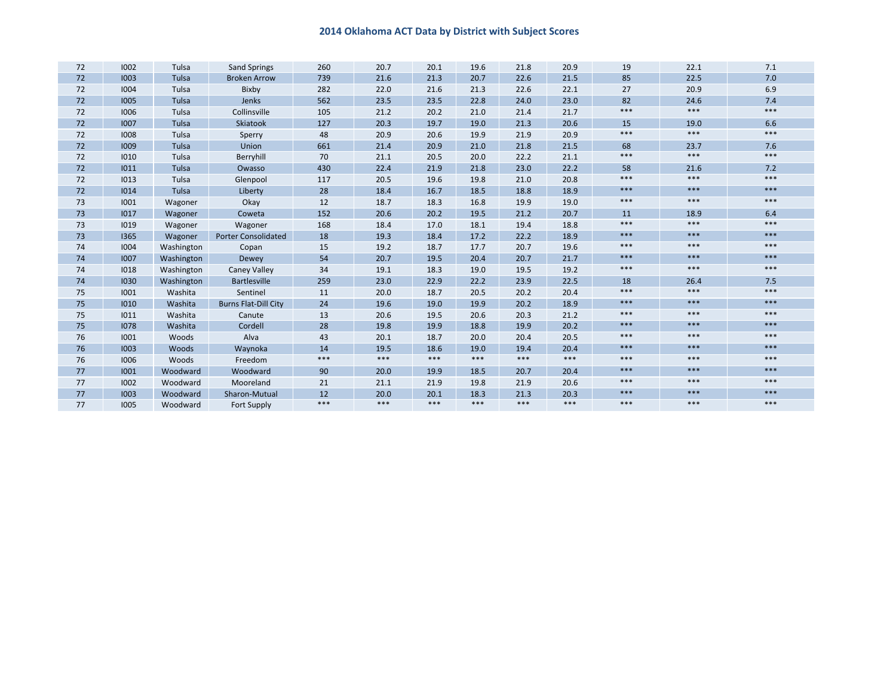## 2014 Oklahoma ACT Data by District with Subject Scores

| | | | | | | | | | | | | |
|---|---|---|---|---|---|---|---|---|---|---|---|---|
| 72 | I002 | Tulsa | Sand Springs | 260 | 20.7 | 20.1 | 19.6 | 21.8 | 20.9 | 19 | 22.1 | 7.1 |
| 72 | I003 | Tulsa | Broken Arrow | 739 | 21.6 | 21.3 | 20.7 | 22.6 | 21.5 | 85 | 22.5 | 7.0 |
| 72 | I004 | Tulsa | Bixby | 282 | 22.0 | 21.6 | 21.3 | 22.6 | 22.1 | 27 | 20.9 | 6.9 |
| 72 | I005 | Tulsa | Jenks | 562 | 23.5 | 23.5 | 22.8 | 24.0 | 23.0 | 82 | 24.6 | 7.4 |
| 72 | I006 | Tulsa | Collinsville | 105 | 21.2 | 20.2 | 21.0 | 21.4 | 21.7 | *** | *** | *** |
| 72 | I007 | Tulsa | Skiatook | 127 | 20.3 | 19.7 | 19.0 | 21.3 | 20.6 | 15 | 19.0 | 6.6 |
| 72 | I008 | Tulsa | Sperry | 48 | 20.9 | 20.6 | 19.9 | 21.9 | 20.9 | *** | *** | *** |
| 72 | I009 | Tulsa | Union | 661 | 21.4 | 20.9 | 21.0 | 21.8 | 21.5 | 68 | 23.7 | 7.6 |
| 72 | I010 | Tulsa | Berryhill | 70 | 21.1 | 20.5 | 20.0 | 22.2 | 21.1 | *** | *** | *** |
| 72 | I011 | Tulsa | Owasso | 430 | 22.4 | 21.9 | 21.8 | 23.0 | 22.2 | 58 | 21.6 | 7.2 |
| 72 | I013 | Tulsa | Glenpool | 117 | 20.5 | 19.6 | 19.8 | 21.0 | 20.8 | *** | *** | *** |
| 72 | I014 | Tulsa | Liberty | 28 | 18.4 | 16.7 | 18.5 | 18.8 | 18.9 | *** | *** | *** |
| 73 | I001 | Wagoner | Okay | 12 | 18.7 | 18.3 | 16.8 | 19.9 | 19.0 | *** | *** | *** |
| 73 | I017 | Wagoner | Coweta | 152 | 20.6 | 20.2 | 19.5 | 21.2 | 20.7 | 11 | 18.9 | 6.4 |
| 73 | I019 | Wagoner | Wagoner | 168 | 18.4 | 17.0 | 18.1 | 19.4 | 18.8 | *** | *** | *** |
| 73 | I365 | Wagoner | Porter Consolidated | 18 | 19.3 | 18.4 | 17.2 | 22.2 | 18.9 | *** | *** | *** |
| 74 | I004 | Washington | Copan | 15 | 19.2 | 18.7 | 17.7 | 20.7 | 19.6 | *** | *** | *** |
| 74 | I007 | Washington | Dewey | 54 | 20.7 | 19.5 | 20.4 | 20.7 | 21.7 | *** | *** | *** |
| 74 | I018 | Washington | Caney Valley | 34 | 19.1 | 18.3 | 19.0 | 19.5 | 19.2 | *** | *** | *** |
| 74 | I030 | Washington | Bartlesville | 259 | 23.0 | 22.9 | 22.2 | 23.9 | 22.5 | 18 | 26.4 | 7.5 |
| 75 | I001 | Washita | Sentinel | 11 | 20.0 | 18.7 | 20.5 | 20.2 | 20.4 | *** | *** | *** |
| 75 | I010 | Washita | Burns Flat-Dill City | 24 | 19.6 | 19.0 | 19.9 | 20.2 | 18.9 | *** | *** | *** |
| 75 | I011 | Washita | Canute | 13 | 20.6 | 19.5 | 20.6 | 20.3 | 21.2 | *** | *** | *** |
| 75 | I078 | Washita | Cordell | 28 | 19.8 | 19.9 | 18.8 | 19.9 | 20.2 | *** | *** | *** |
| 76 | I001 | Woods | Alva | 43 | 20.1 | 18.7 | 20.0 | 20.4 | 20.5 | *** | *** | *** |
| 76 | I003 | Woods | Waynoka | 14 | 19.5 | 18.6 | 19.0 | 19.4 | 20.4 | *** | *** | *** |
| 76 | I006 | Woods | Freedom | *** | *** | *** | *** | *** | *** | *** | *** | *** |
| 77 | I001 | Woodward | Woodward | 90 | 20.0 | 19.9 | 18.5 | 20.7 | 20.4 | *** | *** | *** |
| 77 | I002 | Woodward | Mooreland | 21 | 21.1 | 21.9 | 19.8 | 21.9 | 20.6 | *** | *** | *** |
| 77 | I003 | Woodward | Sharon-Mutual | 12 | 20.0 | 20.1 | 18.3 | 21.3 | 20.3 | *** | *** | *** |
| 77 | I005 | Woodward | Fort Supply | *** | *** | *** | *** | *** | *** | *** | *** | *** |